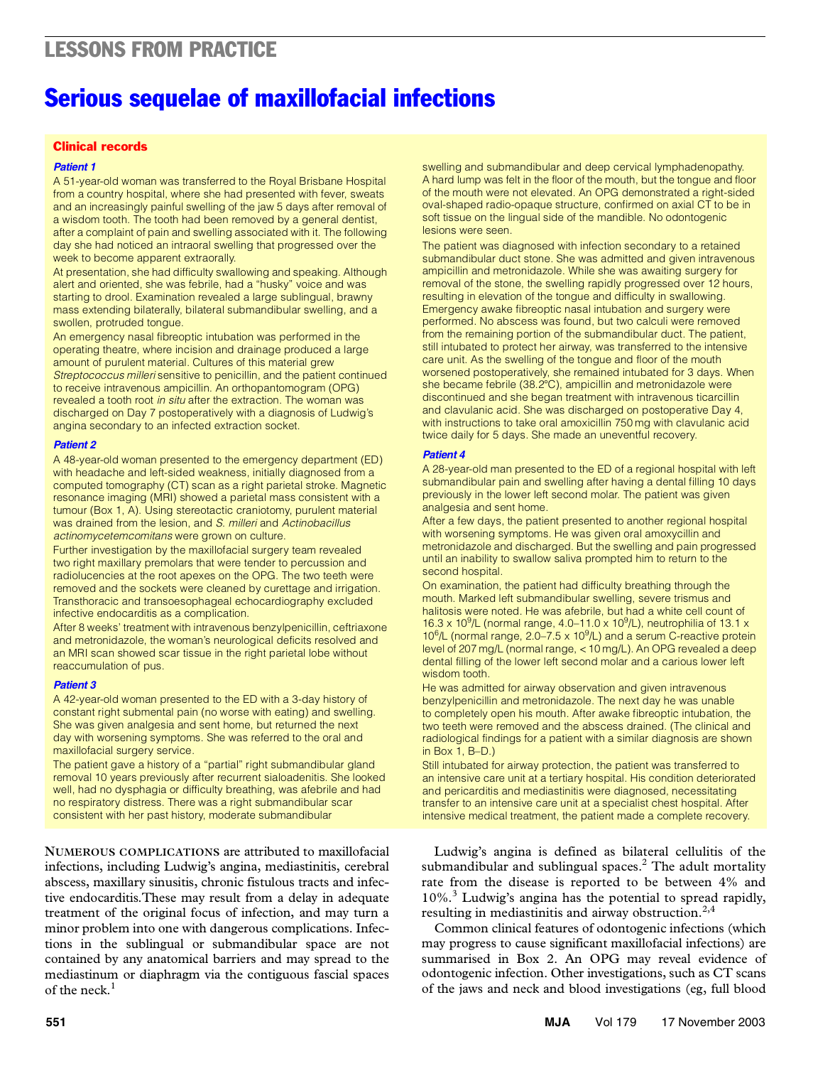## LESSONS FROM PRACTICE

# Serious sequelae of maxillofacial infections

### Clinical records

#### *Patient 1*

A 51-year-old woman was transferred to the Royal Brisbane Hospital from a country hospital, where she had presented with fever, sweats and an increasingly painful swelling of the jaw 5 days after removal of a wisdom tooth. The tooth had been removed by a general dentist, after a complaint of pain and swelling associated with it. The following day she had noticed an intraoral swelling that progressed over the week to become apparent extraorally.

At presentation, she had difficulty swallowing and speaking. Although alert and oriented, she was febrile, had a "husky" voice and was starting to drool. Examination revealed a large sublingual, brawny mass extending bilaterally, bilateral submandibular swelling, and a swollen, protruded tongue.

An emergency nasal fibreoptic intubation was performed in the operating theatre, where incision and drainage produced a large amount of purulent material. Cultures of this material grew *Streptococcus milleri* sensitive to penicillin, and the patient continued to receive intravenous ampicillin. An orthopantomogram (OPG) revealed a tooth root *in situ* after the extraction. The woman was discharged on Day 7 postoperatively with a diagnosis of Ludwig's angina secondary to an infected extraction socket.

#### *Patient 2*

A 48-year-old woman presented to the emergency department (ED) with headache and left-sided weakness, initially diagnosed from a computed tomography (CT) scan as a right parietal stroke. Magnetic resonance imaging (MRI) showed a parietal mass consistent with a tumour (Box 1, A). Using stereotactic craniotomy, purulent material was drained from the lesion, and *S. milleri* and *Actinobacillus actinomycetemcomitans* were grown on culture.

Further investigation by the maxillofacial surgery team revealed two right maxillary premolars that were tender to percussion and radiolucencies at the root apexes on the OPG. The two teeth were removed and the sockets were cleaned by curettage and irrigation. Transthoracic and transoesophageal echocardiography excluded infective endocarditis as a complication.

After 8 weeks' treatment with intravenous benzylpenicillin, ceftriaxone and metronidazole, the woman's neurological deficits resolved and an MRI scan showed scar tissue in the right parietal lobe without reaccumulation of pus.

#### *Patient 3*

A 42-year-old woman presented to the ED with a 3-day history of constant right submental pain (no worse with eating) and swelling. She was given analgesia and sent home, but returned the next day with worsening symptoms. She was referred to the oral and maxillofacial surgery service.

The patient gave a history of a "partial" right submandibular gland removal 10 years previously after recurrent sialoadenitis. She looked well, had no dysphagia or difficulty breathing, was afebrile and had no respiratory distress. There was a right submandibular scar consistent with her past history, moderate submandibular swelling and submandibular and deep cervical lymphadenopathy. A hard lump was felt in the floor of the mouth, but the tongue and floor of the mouth were not elevated. An OPG demonstrated a right-sided oval-shaped radio-opaque structure, confirmed on axial CT to be in soft tissue on the lingual side of the mandible. No odontogenic lesions were seen.

The patient was diagnosed with infection secondary to a retained submandibular duct stone. She was admitted and given intravenous ampicillin and metronidazole. While she was awaiting surgery for removal of the stone, the swelling rapidly progressed over 12 hours, resulting in elevation of the tongue and difficulty in swallowing. Emergency awake fibreoptic nasal intubation and surgery were performed. No abscess was found, but two calculi were removed from the remaining portion of the submandibular duct. The patient, still intubated to protect her airway, was transferred to the intensive care unit. As the swelling of the tongue and floor of the mouth worsened postoperatively, she remained intubated for 3 days. When she became febrile (38.2°C), ampicillin and metronidazole were discontinued and she began treatment with intravenous ticarcillin and clavulanic acid. She was discharged on postoperative Day 4, with instructions to take oral amoxicillin 750 mg with clavulanic acid twice daily for 5 days. She made an uneventful recovery.

#### *Patient 4*

A 28-year-old man presented to the ED of a regional hospital with left submandibular pain and swelling after having a dental filling 10 days previously in the lower left second molar. The patient was given analgesia and sent home.

After a few days, the patient presented to another regional hospital with worsening symptoms. He was given oral amoxycillin and metronidazole and discharged. But the swelling and pain progressed until an inability to swallow saliva prompted him to return to the second hospital.

On examination, the patient had difficulty breathing through the mouth. Marked left submandibular swelling, severe trismus and halitosis were noted. He was afebrile, but had a white cell count of $16.3 \times 10^9$/L (normal range, $4.0–11.0 \times 10^9$/L), neutrophilia of $13.1 \times 10^6$/L (normal range, $2.0–7.5 \times 10^9$/L) and a serum C-reactive protein level of 207 mg/L (normal range, < 10 mg/L). An OPG revealed a deep dental filling of the lower left second molar and a carious lower left wisdom tooth.

He was admitted for airway observation and given intravenous benzylpenicillin and metronidazole. The next day he was unable to completely open his mouth. After awake fibreoptic intubation, the two teeth were removed and the abscess drained. (The clinical and radiological findings for a patient with a similar diagnosis are shown in Box 1, B–D.)

Still intubated for airway protection, the patient was transferred to an intensive care unit at a tertiary hospital. His condition deteriorated and pericarditis and mediastinitis were diagnosed, necessitating transfer to an intensive care unit at a specialist chest hospital. After intensive medical treatment, the patient made a complete recovery.

---

NUMEROUS COMPLICATIONS are attributed to maxillofacial infections, including Ludwig's angina, mediastinitis, cerebral abscess, maxillary sinusitis, chronic fistulous tracts and infective endocarditis. These may result from a delay in adequate treatment of the original focus of infection, and may turn a minor problem into one with dangerous complications. Infections in the sublingual or submandibular space are not contained by any anatomical barriers and may spread to the mediastinum or diaphragm via the contiguous fascial spaces of the neck.[1]

Ludwig's angina is defined as bilateral cellulitis of the submandibular and sublingual spaces.[2] The adult mortality rate from the disease is reported to be between 4% and 10%.[3] Ludwig's angina has the potential to spread rapidly, resulting in mediastinitis and airway obstruction.[2,4]

Common clinical features of odontogenic infections (which may progress to cause significant maxillofacial infections) are summarised in Box 2. An OPG may reveal evidence of odontogenic infection. Other investigations, such as CT scans of the jaws and neck and blood investigations (eg, full blood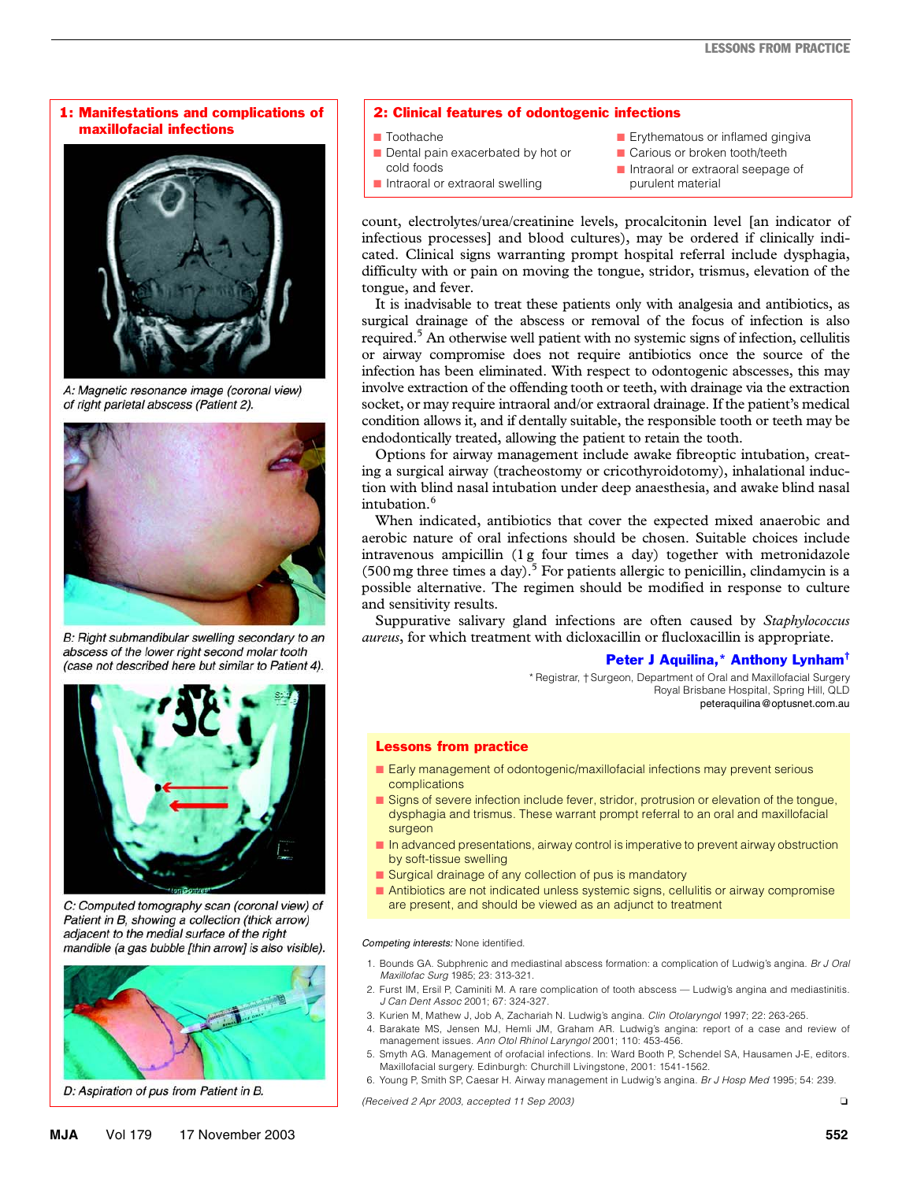## 1: Manifestations and complications of maxillofacial infections

A: Magnetic resonance image (coronal view) of right parietal abscess (Patient 2).

B: Right submandibular swelling secondary to an abscess of the lower right second molar tooth (case not described here but similar to Patient 4).

C: Computed tomography scan (coronal view) of Patient in B, showing a collection (thick arrow) adjacent to the medial surface of the right mandible (a gas bubble [thin arrow] is also visible).

D: Aspiration of pus from Patient in B.

## 2: Clinical features of odontogenic infections

- Toothache
- Dental pain exacerbated by hot or cold foods
- Intraoral or extraoral swelling
- Erythematous or inflamed gingiva
- Carious or broken tooth/teeth
- Intraoral or extraoral seepage of purulent material

count, electrolytes/urea/creatinine levels, procalcitonin level [an indicator of infectious processes] and blood cultures), may be ordered if clinically indicated. Clinical signs warranting prompt hospital referral include dysphagia, difficulty with or pain on moving the tongue, stridor, trismus, elevation of the tongue, and fever.

It is inadvisable to treat these patients only with analgesia and antibiotics, as surgical drainage of the abscess or removal of the focus of infection is also required.[5] An otherwise well patient with no systemic signs of infection, cellulitis or airway compromise does not require antibiotics once the source of the infection has been eliminated. With respect to odontogenic abscesses, this may involve extraction of the offending tooth or teeth, with drainage via the extraction socket, or may require intraoral and/or extraoral drainage. If the patient's medical condition allows it, and if dentally suitable, the responsible tooth or teeth may be endodontically treated, allowing the patient to retain the tooth.

Options for airway management include awake fibreoptic intubation, creating a surgical airway (tracheostomy or cricothyroidotomy), inhalational induction with blind nasal intubation under deep anaesthesia, and awake blind nasal intubation.[6]

When indicated, antibiotics that cover the expected mixed anaerobic and aerobic nature of oral infections should be chosen. Suitable choices include intravenous ampicillin (1 g four times a day) together with metronidazole (500 mg three times a day).[5] For patients allergic to penicillin, clindamycin is a possible alternative. The regimen should be modified in response to culture and sensitivity results.

Suppurative salivary gland infections are often caused by *Staphylococcus aureus*, for which treatment with dicloxacillin or flucloxacillin is appropriate.

**Peter J Aquilina,\* Anthony Lynham†**

\* Registrar, † Surgeon, Department of Oral and Maxillofacial Surgery
Royal Brisbane Hospital, Spring Hill, QLD
peteraquilina@optusnet.com.au

### Lessons from practice

- Early management of odontogenic/maxillofacial infections may prevent serious complications
- Signs of severe infection include fever, stridor, protrusion or elevation of the tongue, dysphagia and trismus. These warrant prompt referral to an oral and maxillofacial surgeon
- In advanced presentations, airway control is imperative to prevent airway obstruction by soft-tissue swelling
- Surgical drainage of any collection of pus is mandatory
- Antibiotics are not indicated unless systemic signs, cellulitis or airway compromise are present, and should be viewed as an adjunct to treatment

*Competing interests:* None identified.

1. Bounds GA. Subphrenic and mediastinal abscess formation: a complication of Ludwig's angina. *Br J Oral Maxillofac Surg* 1985; 23: 313-321.
2. Furst IM, Ersil P, Caminiti M. A rare complication of tooth abscess — Ludwig's angina and mediastinitis. *J Can Dent Assoc* 2001; 67: 324-327.
3. Kurien M, Mathew J, Job A, Zachariah N. Ludwig's angina. *Clin Otolaryngol* 1997; 22: 263-265.
4. Barakate MS, Jensen MJ, Hemli JM, Graham AR. Ludwig's angina: report of a case and review of management issues. *Ann Otol Rhinol Laryngol* 2001; 110: 453-456.
5. Smyth AG. Management of orofacial infections. In: Ward Booth P, Schendel SA, Hausamen J-E, editors. Maxillofacial surgery. Edinburgh: Churchill Livingstone, 2001: 1541-1562.
6. Young P, Smith SP, Caesar H. Airway management in Ludwig's angina. *Br J Hosp Med* 1995; 54: 239.

*(Received 2 Apr 2003, accepted 11 Sep 2003)*